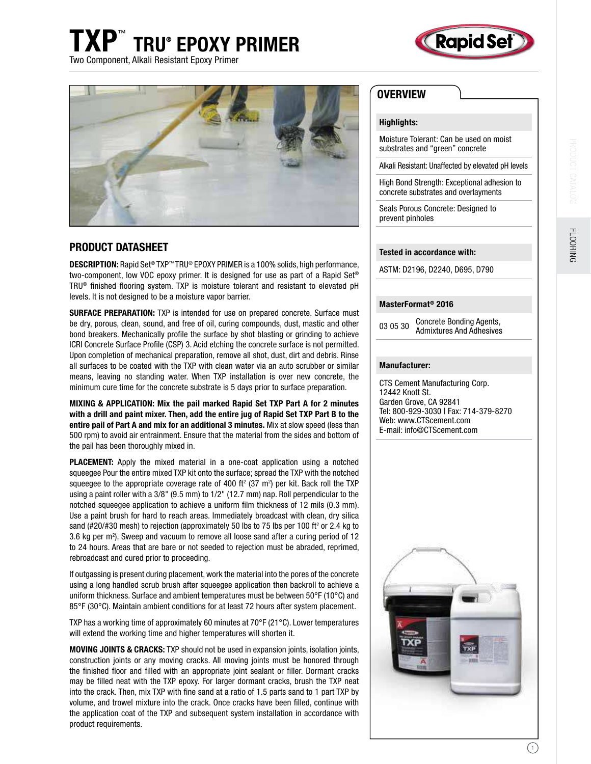# TXP™ TRU® EPOXY PRIMER

Two Component, Alkali Resistant Epoxy Primer

## PRODUCT DATASHEET

**DESCRIPTION:** Rapid Set® TXP™ TRU® EPOXY PRIMER is a 100% solids, high performance, two-component, low VOC epoxy primer. It is designed for use as part of a Rapid Set® TRU® finished flooring system. TXP is moisture tolerant and resistant to elevated pH levels. It is not designed to be a moisture vapor barrier.

**SURFACE PREPARATION:** TXP is intended for use on prepared concrete. Surface must be dry, porous, clean, sound, and free of oil, curing compounds, dust, mastic and other bond breakers. Mechanically profile the surface by shot blasting or grinding to achieve ICRI Concrete Surface Profile (CSP) 3. Acid etching the concrete surface is not permitted. Upon completion of mechanical preparation, remove all shot, dust, dirt and debris. Rinse all surfaces to be coated with the TXP with clean water via an auto scrubber or similar means, leaving no standing water. When TXP installation is over new concrete, the minimum cure time for the concrete substrate is 5 days prior to surface preparation.

**MIXING & APPLICATION: Mix the pail marked Rapid Set TXP Part A for 2 minutes with a drill and paint mixer. Then, add the entire jug of Rapid Set TXP Part B to the entire pail of Part A and mix for an additional 3 minutes.** Mix at slow speed (less than 500 rpm) to avoid air entrainment. Ensure that the material from the sides and bottom of the pail has been thoroughly mixed in.

**PLACEMENT:** Apply the mixed material in a one-coat application using a notched squeegee Pour the entire mixed TXP kit onto the surface; spread the TXP with the notched squeegee to the appropriate coverage rate of 400 ft² (37 m²) per kit. Back roll the TXP using a paint roller with a 3/8" (9.5 mm) to 1/2" (12.7 mm) nap. Roll perpendicular to the notched squeegee application to achieve a uniform film thickness of 12 mils (0.3 mm). Use a paint brush for hard to reach areas. Immediately broadcast with clean, dry silica sand (#20/#30 mesh) to rejection (approximately 50 lbs to 75 lbs per 100 ft² or 2.4 kg to 3.6 kg per m²). Sweep and vacuum to remove all loose sand after a curing period of 12 to 24 hours. Areas that are bare or not seeded to rejection must be abraded, reprimed, rebroadcast and cured prior to proceeding.

If outgassing is present during placement, work the material into the pores of the concrete using a long handled scrub brush after squeegee application then backroll to achieve a uniform thickness. Surface and ambient temperatures must be between 50°F (10°C) and 85°F (30°C). Maintain ambient conditions for at least 72 hours after system placement.

TXP has a working time of approximately 60 minutes at 70°F (21°C). Lower temperatures will extend the working time and higher temperatures will shorten it.

**MOVING JOINTS & CRACKS:** TXP should not be used in expansion joints, isolation joints, construction joints or any moving cracks. All moving joints must be honored through the finished floor and filled with an appropriate joint sealant or filler. Dormant cracks may be filled neat with the TXP epoxy. For larger dormant cracks, brush the TXP neat into the crack. Then, mix TXP with fine sand at a ratio of 1.5 parts sand to 1 part TXP by volume, and trowel mixture into the crack. Once cracks have been filled, continue with the application coat of the TXP and subsequent system installation in accordance with product requirements.

## OVERVIEW

**Highlights:**

- Moisture Tolerant: Can be used on moist substrates and "green" concrete
- Alkali Resistant: Unaffected by elevated pH levels
- High Bond Strength: Exceptional adhesion to concrete substrates and overlayments
- Seals Porous Concrete: Designed to prevent pinholes

**Tested in accordance with:**

ASTM: D2196, D2240, D695, D790

**MasterFormat® 2016**

| 03 05 30 | Concrete Bonding Agents, Admixtures And Adhesives |
|---|---|

**Manufacturer:**

CTS Cement Manufacturing Corp.
12442 Knott St.
Garden Grove, CA 92841
Tel: 800-929-3030 | Fax: 714-379-8270
Web: www.CTScement.com
E-mail: info@CTScement.com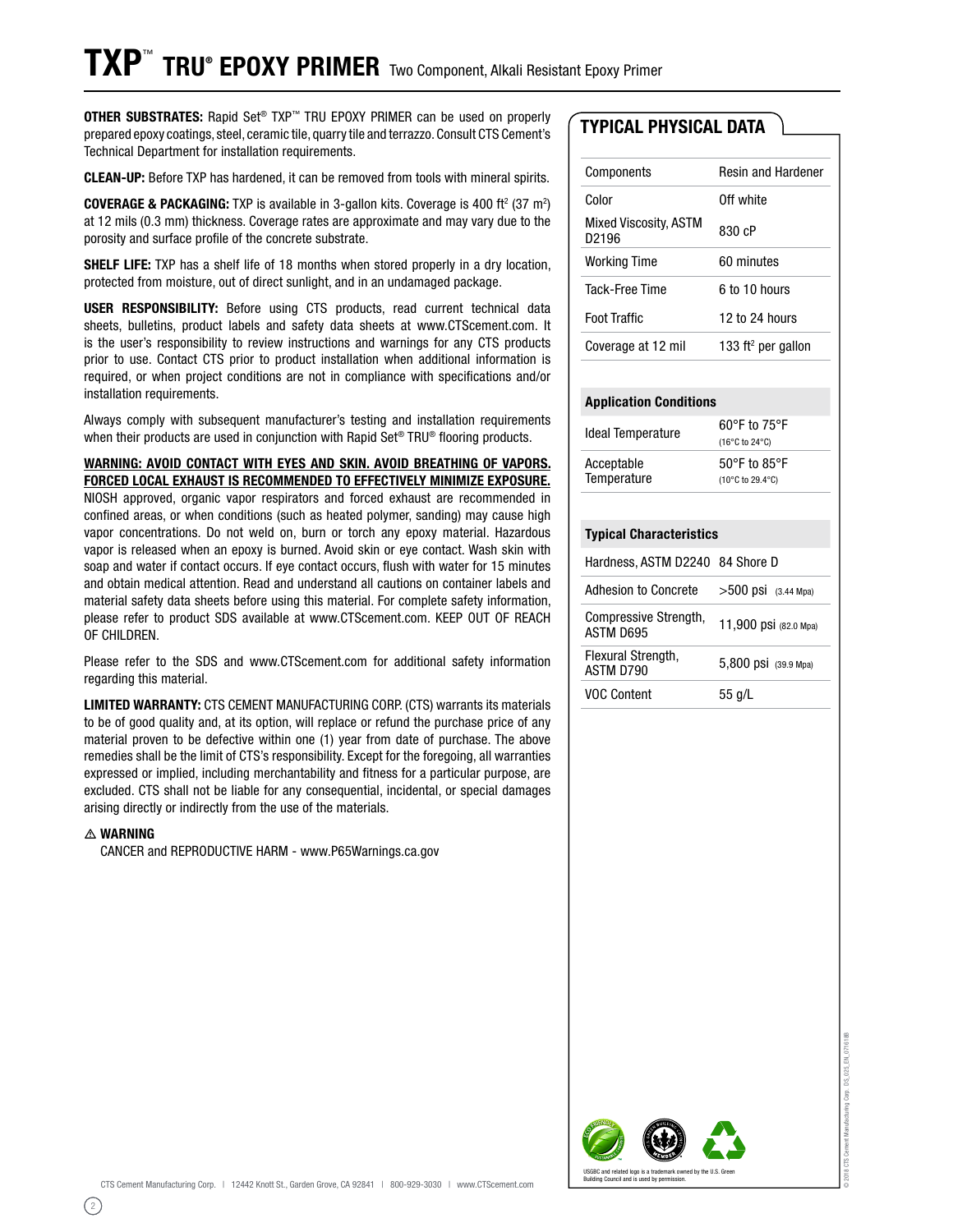# TXP™ TRU® EPOXY PRIMER Two Component, Alkali Resistant Epoxy Primer

**OTHER SUBSTRATES:** Rapid Set® TXP™ TRU EPOXY PRIMER can be used on properly prepared epoxy coatings, steel, ceramic tile, quarry tile and terrazzo. Consult CTS Cement's Technical Department for installation requirements.

**CLEAN-UP:** Before TXP has hardened, it can be removed from tools with mineral spirits.

**COVERAGE & PACKAGING:** TXP is available in 3-gallon kits. Coverage is 400 ft² (37 m²) at 12 mils (0.3 mm) thickness. Coverage rates are approximate and may vary due to the porosity and surface profile of the concrete substrate.

**SHELF LIFE:** TXP has a shelf life of 18 months when stored properly in a dry location, protected from moisture, out of direct sunlight, and in an undamaged package.

**USER RESPONSIBILITY:** Before using CTS products, read current technical data sheets, bulletins, product labels and safety data sheets at www.CTScement.com. It is the user's responsibility to review instructions and warnings for any CTS products prior to use. Contact CTS prior to product installation when additional information is required, or when project conditions are not in compliance with specifications and/or installation requirements.

Always comply with subsequent manufacturer's testing and installation requirements when their products are used in conjunction with Rapid Set® TRU® flooring products.

**WARNING: AVOID CONTACT WITH EYES AND SKIN. AVOID BREATHING OF VAPORS. FORCED LOCAL EXHAUST IS RECOMMENDED TO EFFECTIVELY MINIMIZE EXPOSURE.** NIOSH approved, organic vapor respirators and forced exhaust are recommended in confined areas, or when conditions (such as heated polymer, sanding) may cause high vapor concentrations. Do not weld on, burn or torch any epoxy material. Hazardous vapor is released when an epoxy is burned. Avoid skin or eye contact. Wash skin with soap and water if contact occurs. If eye contact occurs, flush with water for 15 minutes and obtain medical attention. Read and understand all cautions on container labels and material safety data sheets before using this material. For complete safety information, please refer to product SDS available at www.CTScement.com. KEEP OUT OF REACH OF CHILDREN.

Please refer to the SDS and www.CTScement.com for additional safety information regarding this material.

**LIMITED WARRANTY:** CTS CEMENT MANUFACTURING CORP. (CTS) warrants its materials to be of good quality and, at its option, will replace or refund the purchase price of any material proven to be defective within one (1) year from date of purchase. The above remedies shall be the limit of CTS's responsibility. Except for the foregoing, all warranties expressed or implied, including merchantability and fitness for a particular purpose, are excluded. CTS shall not be liable for any consequential, incidental, or special damages arising directly or indirectly from the use of the materials.

⚠ **WARNING**

CANCER and REPRODUCTIVE HARM - www.P65Warnings.ca.gov

## TYPICAL PHYSICAL DATA

| | |
|---|---|
| Components | Resin and Hardener |
| Color | Off white |
| Mixed Viscosity, ASTM D2196 | 830 cP |
| Working Time | 60 minutes |
| Tack-Free Time | 6 to 10 hours |
| Foot Traffic | 12 to 24 hours |
| Coverage at 12 mil | 133 ft² per gallon |

| Application Conditions | |
|---|---|
| Ideal Temperature | 60°F to 75°F (16°C to 24°C) |
| Acceptable Temperature | 50°F to 85°F (10°C to 29.4°C) |

| Typical Characteristics | |
|---|---|
| Hardness, ASTM D2240 | 84 Shore D |
| Adhesion to Concrete | >500 psi (3.44 Mpa) |
| Compressive Strength, ASTM D695 | 11,900 psi (82.0 Mpa) |
| Flexural Strength, ASTM D790 | 5,800 psi (39.9 Mpa) |
| VOC Content | 55 g/L |

USGBC and related logo is a trademark owned by the U.S. Green Building Council and is used by permission.

© 2018 CTS Cement Manufacturing Corp. DS_025_EN_071618B

CTS Cement Manufacturing Corp. | 12442 Knott St., Garden Grove, CA 92841 | 800-929-3030 | www.CTScement.com